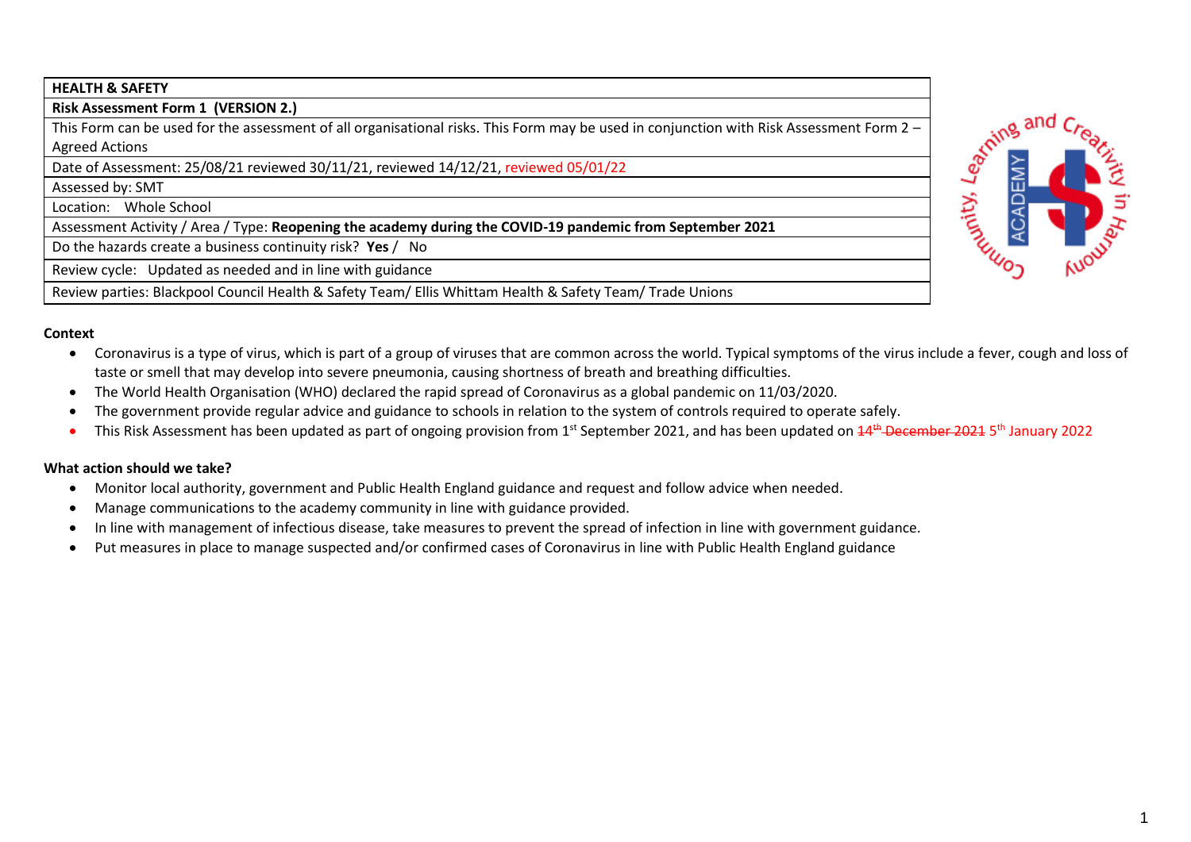| HEALTH & SAFETY |
|---|
| **Risk Assessment Form 1 (VERSION 2.)** |
| This Form can be used for the assessment of all organisational risks. This Form may be used in conjunction with Risk Assessment Form 2 – Agreed Actions |
| Date of Assessment: 25/08/21 reviewed 30/11/21, reviewed 14/12/21, reviewed 05/01/22 |
| Assessed by: SMT |
| Location: Whole School |
| Assessment Activity / Area / Type: **Reopening the academy during the COVID-19 pandemic from September 2021** |
| Do the hazards create a business continuity risk? **Yes** / No |
| Review cycle: Updated as needed and in line with guidance |
| Review parties: Blackpool Council Health & Safety Team/ Ellis Whittam Health & Safety Team/ Trade Unions |

**Context**

- Coronavirus is a type of virus, which is part of a group of viruses that are common across the world. Typical symptoms of the virus include a fever, cough and loss of taste or smell that may develop into severe pneumonia, causing shortness of breath and breathing difficulties.
- The World Health Organisation (WHO) declared the rapid spread of Coronavirus as a global pandemic on 11/03/2020.
- The government provide regular advice and guidance to schools in relation to the system of controls required to operate safely.
- This Risk Assessment has been updated as part of ongoing provision from 1st September 2021, and has been updated on ~~14th December 2021~~ 5th January 2022

**What action should we take?**

- Monitor local authority, government and Public Health England guidance and request and follow advice when needed.
- Manage communications to the academy community in line with guidance provided.
- In line with management of infectious disease, take measures to prevent the spread of infection in line with government guidance.
- Put measures in place to manage suspected and/or confirmed cases of Coronavirus in line with Public Health England guidance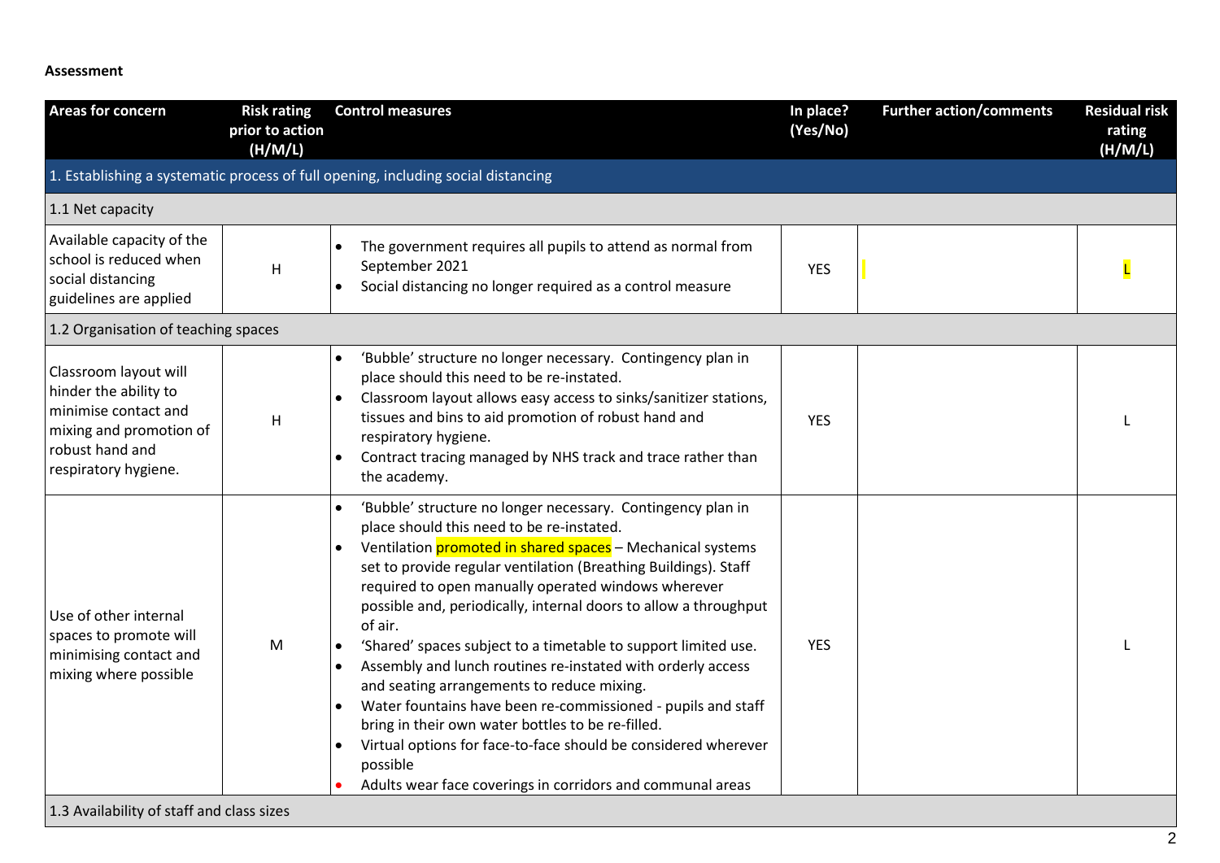**Assessment**

| Areas for concern | Risk rating prior to action (H/M/L) | Control measures | In place? (Yes/No) | Further action/comments | Residual risk rating (H/M/L) |
|---|---|---|---|---|---|
| 1. Establishing a systematic process of full opening, including social distancing | | | | | |
| 1.1 Net capacity | | | | | |
| Available capacity of the school is reduced when social distancing guidelines are applied | H | • The government requires all pupils to attend as normal from September 2021<br>• Social distancing no longer required as a control measure | YES | | L |
| 1.2 Organisation of teaching spaces | | | | | |
| Classroom layout will hinder the ability to minimise contact and mixing and promotion of robust hand and respiratory hygiene. | H | • 'Bubble' structure no longer necessary. Contingency plan in place should this need to be re-instated.<br>• Classroom layout allows easy access to sinks/sanitizer stations, tissues and bins to aid promotion of robust hand and respiratory hygiene.<br>• Contract tracing managed by NHS track and trace rather than the academy. | YES | | L |
| Use of other internal spaces to promote will minimising contact and mixing where possible | M | • 'Bubble' structure no longer necessary. Contingency plan in place should this need to be re-instated.<br>• Ventilation promoted in shared spaces – Mechanical systems set to provide regular ventilation (Breathing Buildings). Staff required to open manually operated windows wherever possible and, periodically, internal doors to allow a throughput of air.<br>• 'Shared' spaces subject to a timetable to support limited use.<br>• Assembly and lunch routines re-instated with orderly access and seating arrangements to reduce mixing.<br>• Water fountains have been re-commissioned - pupils and staff bring in their own water bottles to be re-filled.<br>• Virtual options for face-to-face should be considered wherever possible<br>• Adults wear face coverings in corridors and communal areas | YES | | L |
| 1.3 Availability of staff and class sizes | | | | | |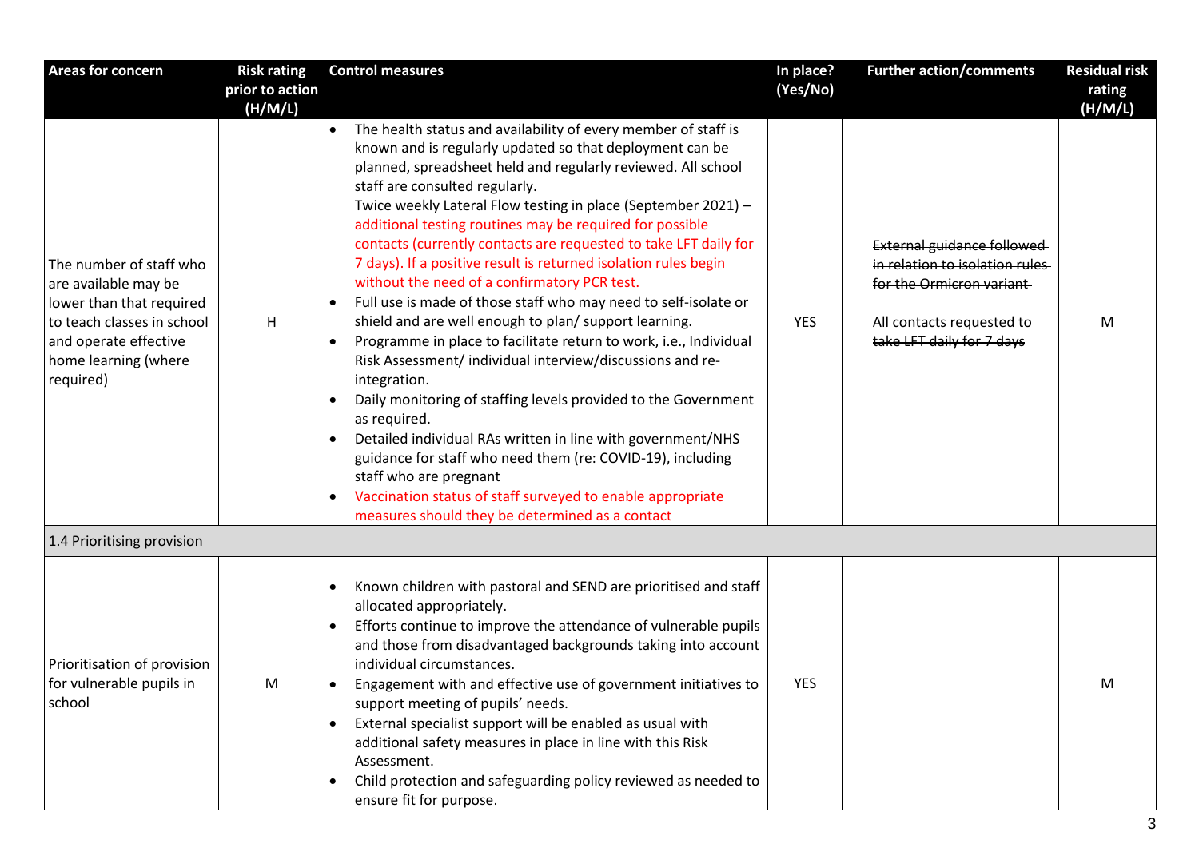| Areas for concern | Risk rating prior to action (H/M/L) | Control measures | In place? (Yes/No) | Further action/comments | Residual risk rating (H/M/L) |
|---|---|---|---|---|---|
| The number of staff who are available may be lower than that required to teach classes in school and operate effective home learning (where required) | H | • The health status and availability of every member of staff is known and is regularly updated so that deployment can be planned, spreadsheet held and regularly reviewed. All school staff are consulted regularly. Twice weekly Lateral Flow testing in place (September 2021) – additional testing routines may be required for possible contacts (currently contacts are requested to take LFT daily for 7 days). If a positive result is returned isolation rules begin without the need of a confirmatory PCR test.<br>• Full use is made of those staff who may need to self-isolate or shield and are well enough to plan/ support learning.<br>• Programme in place to facilitate return to work, i.e., Individual Risk Assessment/ individual interview/discussions and re-integration.<br>• Daily monitoring of staffing levels provided to the Government as required.<br>• Detailed individual RAs written in line with government/NHS guidance for staff who need them (re: COVID-19), including staff who are pregnant<br>• Vaccination status of staff surveyed to enable appropriate measures should they be determined as a contact | YES | ~~External guidance followed in relation to isolation rules for the Ormicron variant~~<br><br>~~All contacts requested to take LFT daily for 7 days~~ | M |
| 1.4 Prioritising provision | | | | | |
| Prioritisation of provision for vulnerable pupils in school | M | • Known children with pastoral and SEND are prioritised and staff allocated appropriately.<br>• Efforts continue to improve the attendance of vulnerable pupils and those from disadvantaged backgrounds taking into account individual circumstances.<br>• Engagement with and effective use of government initiatives to support meeting of pupils' needs.<br>• External specialist support will be enabled as usual with additional safety measures in place in line with this Risk Assessment.<br>• Child protection and safeguarding policy reviewed as needed to ensure fit for purpose. | YES | | M |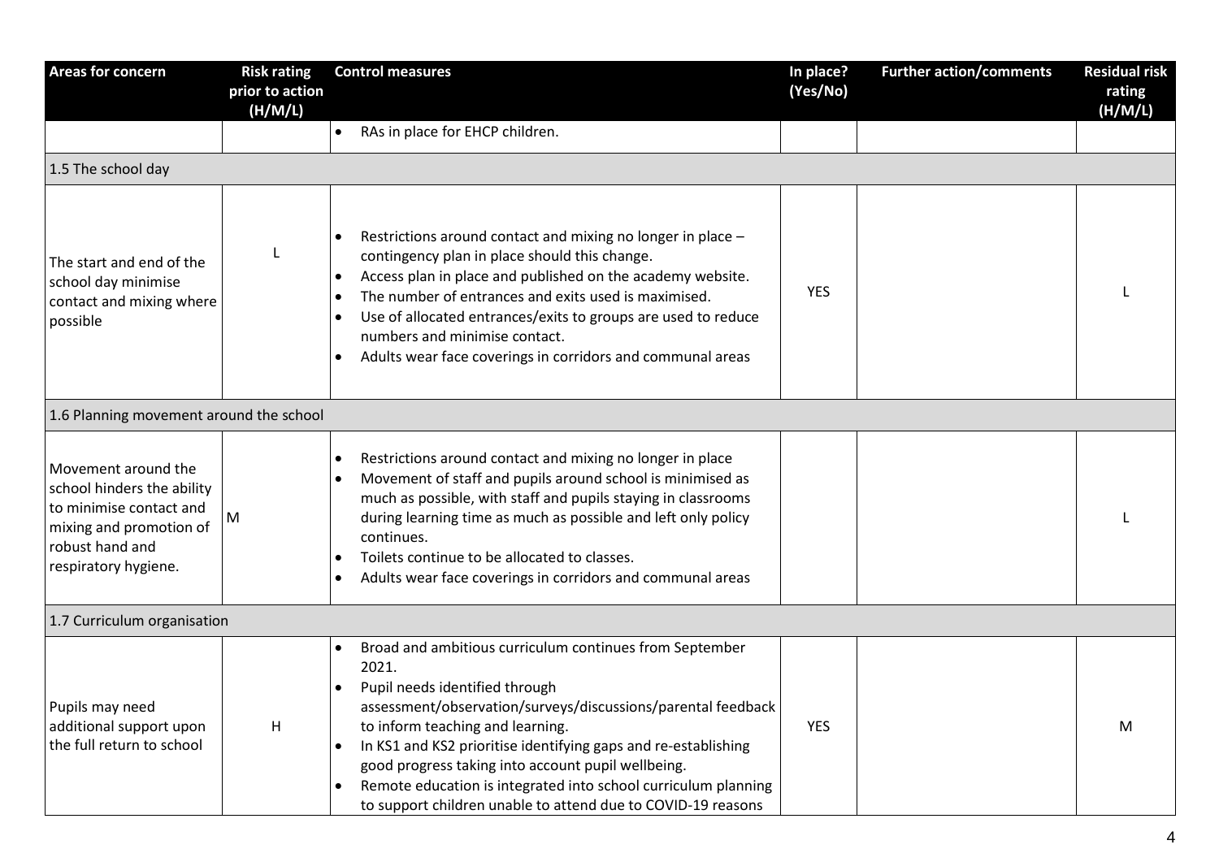| Areas for concern | Risk rating prior to action (H/M/L) | Control measures | In place? (Yes/No) | Further action/comments | Residual risk rating (H/M/L) |
|---|---|---|---|---|---|
| | | • RAs in place for EHCP children. | | | |
| 1.5 The school day | | | | | |
| The start and end of the school day minimise contact and mixing where possible | L | • Restrictions around contact and mixing no longer in place – contingency plan in place should this change.<br>• Access plan in place and published on the academy website.<br>• The number of entrances and exits used is maximised.<br>• Use of allocated entrances/exits to groups are used to reduce numbers and minimise contact.<br>• Adults wear face coverings in corridors and communal areas | YES | | L |
| 1.6 Planning movement around the school | | | | | |
| Movement around the school hinders the ability to minimise contact and mixing and promotion of robust hand and respiratory hygiene. | M | • Restrictions around contact and mixing no longer in place<br>• Movement of staff and pupils around school is minimised as much as possible, with staff and pupils staying in classrooms during learning time as much as possible and left only policy continues.<br>• Toilets continue to be allocated to classes.<br>• Adults wear face coverings in corridors and communal areas | | | L |
| 1.7 Curriculum organisation | | | | | |
| Pupils may need additional support upon the full return to school | H | • Broad and ambitious curriculum continues from September 2021.<br>• Pupil needs identified through assessment/observation/surveys/discussions/parental feedback to inform teaching and learning.<br>• In KS1 and KS2 prioritise identifying gaps and re-establishing good progress taking into account pupil wellbeing.<br>• Remote education is integrated into school curriculum planning to support children unable to attend due to COVID-19 reasons | YES | | M |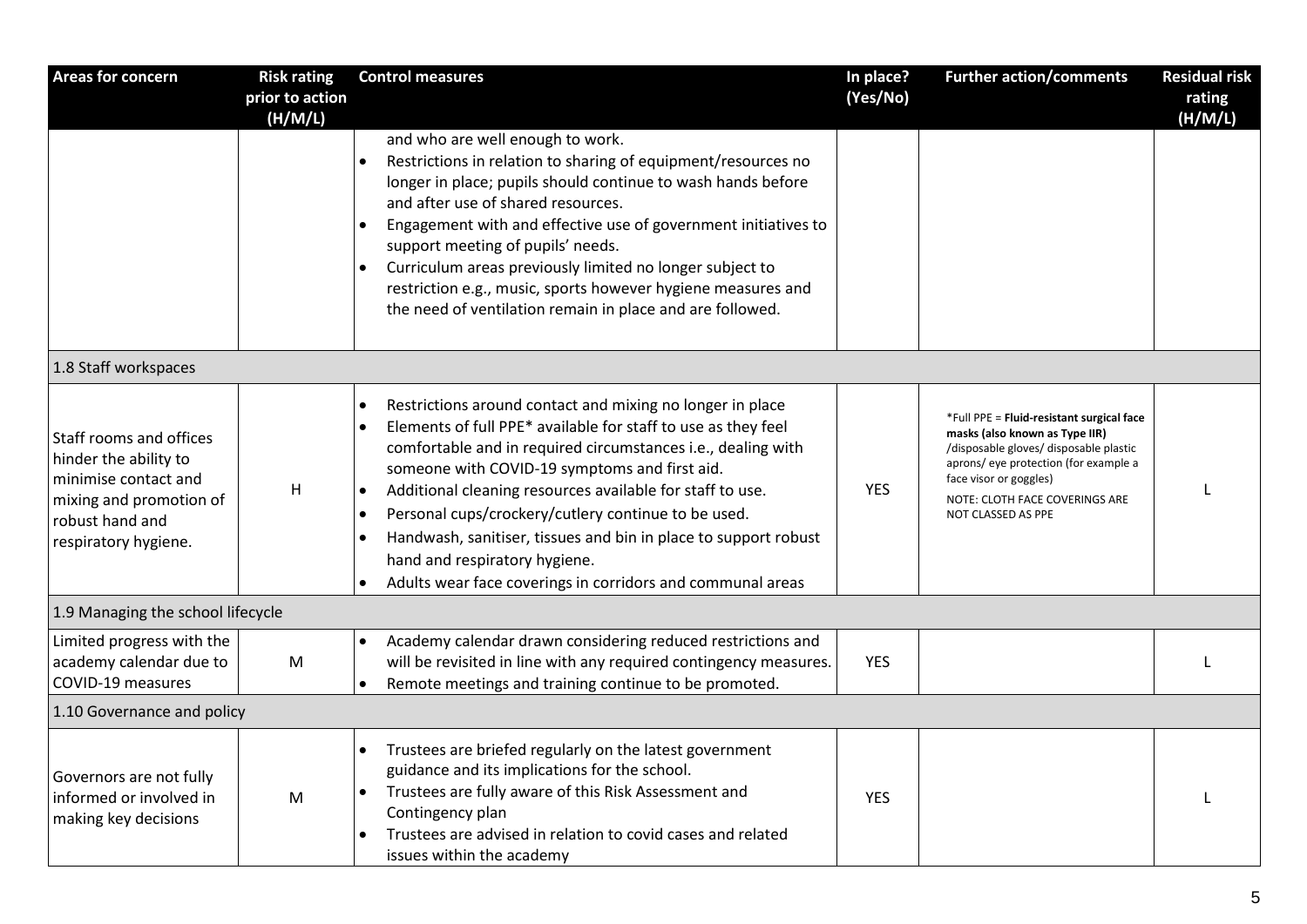| Areas for concern | Risk rating prior to action (H/M/L) | Control measures | In place? (Yes/No) | Further action/comments | Residual risk rating (H/M/L) |
|---|---|---|---|---|---|
| | | and who are well enough to work.<br>• Restrictions in relation to sharing of equipment/resources no longer in place; pupils should continue to wash hands before and after use of shared resources.<br>• Engagement with and effective use of government initiatives to support meeting of pupils' needs.<br>• Curriculum areas previously limited no longer subject to restriction e.g., music, sports however hygiene measures and the need of ventilation remain in place and are followed. | | | |
| 1.8 Staff workspaces | | | | | |
| Staff rooms and offices hinder the ability to minimise contact and mixing and promotion of robust hand and respiratory hygiene. | H | • Restrictions around contact and mixing no longer in place<br>• Elements of full PPE* available for staff to use as they feel comfortable and in required circumstances i.e., dealing with someone with COVID-19 symptoms and first aid.<br>• Additional cleaning resources available for staff to use.<br>• Personal cups/crockery/cutlery continue to be used.<br>• Handwash, sanitiser, tissues and bin in place to support robust hand and respiratory hygiene.<br>• Adults wear face coverings in corridors and communal areas | YES | *Full PPE = **Fluid-resistant surgical face masks (also known as Type IIR)** /disposable gloves/ disposable plastic aprons/ eye protection (for example a face visor or goggles)<br>NOTE: CLOTH FACE COVERINGS ARE NOT CLASSED AS PPE | L |
| 1.9 Managing the school lifecycle | | | | | |
| Limited progress with the academy calendar due to COVID-19 measures | M | • Academy calendar drawn considering reduced restrictions and will be revisited in line with any required contingency measures.<br>• Remote meetings and training continue to be promoted. | YES | | L |
| 1.10 Governance and policy | | | | | |
| Governors are not fully informed or involved in making key decisions | M | • Trustees are briefed regularly on the latest government guidance and its implications for the school.<br>• Trustees are fully aware of this Risk Assessment and Contingency plan<br>• Trustees are advised in relation to covid cases and related issues within the academy | YES | | L |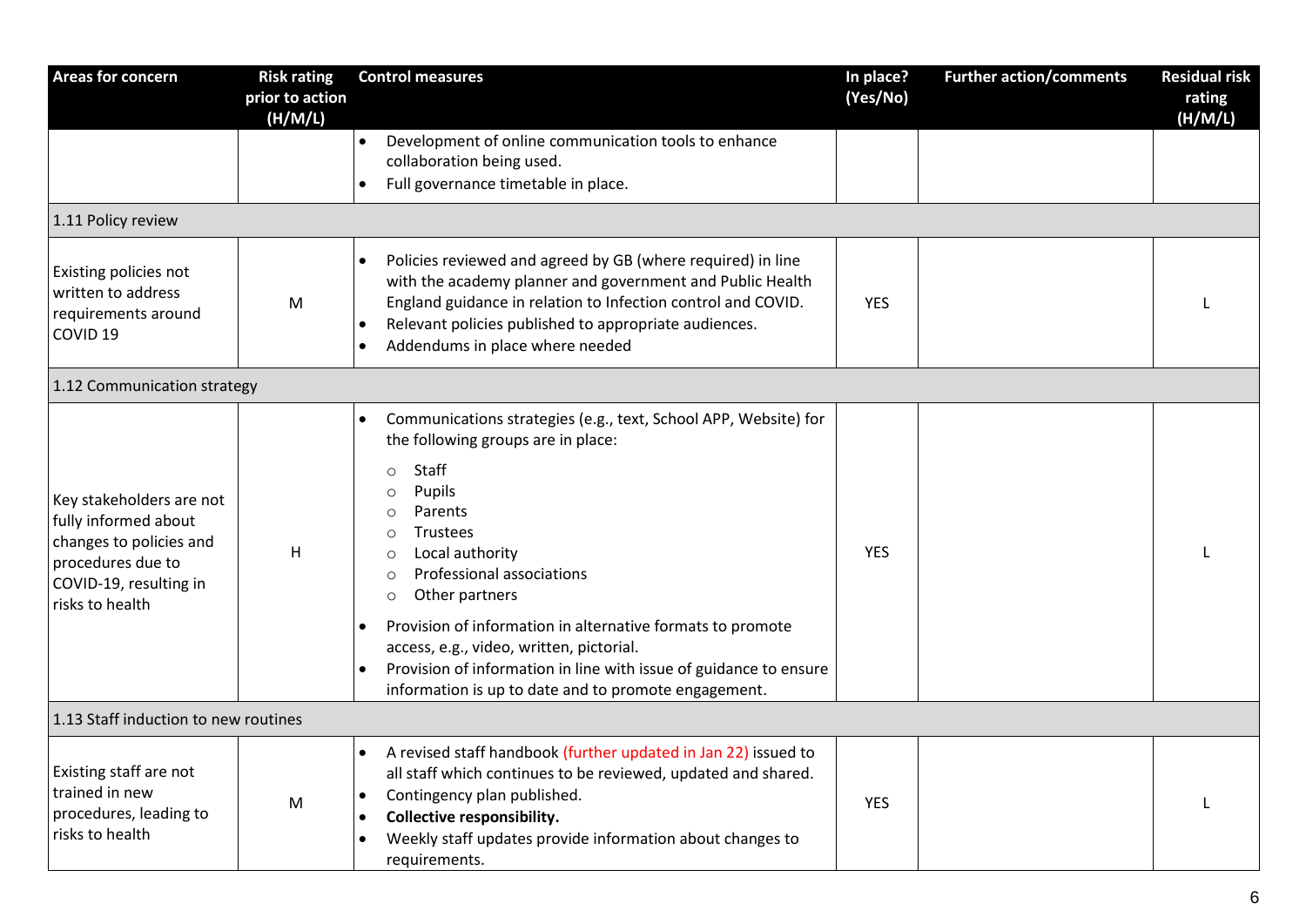| Areas for concern | Risk rating prior to action (H/M/L) | Control measures | In place? (Yes/No) | Further action/comments | Residual risk rating (H/M/L) |
|---|---|---|---|---|---|
| | | • Development of online communication tools to enhance collaboration being used.<br>• Full governance timetable in place. | | | |
| 1.11 Policy review | | | | | |
| Existing policies not written to address requirements around COVID 19 | M | • Policies reviewed and agreed by GB (where required) in line with the academy planner and government and Public Health England guidance in relation to Infection control and COVID.<br>• Relevant policies published to appropriate audiences.<br>• Addendums in place where needed | YES | | L |
| 1.12 Communication strategy | | | | | |
| Key stakeholders are not fully informed about changes to policies and procedures due to COVID-19, resulting in risks to health | H | • Communications strategies (e.g., text, School APP, Website) for the following groups are in place:<br>  ○ Staff<br>  ○ Pupils<br>  ○ Parents<br>  ○ Trustees<br>  ○ Local authority<br>  ○ Professional associations<br>  ○ Other partners<br>• Provision of information in alternative formats to promote access, e.g., video, written, pictorial.<br>• Provision of information in line with issue of guidance to ensure information is up to date and to promote engagement. | YES | | L |
| 1.13 Staff induction to new routines | | | | | |
| Existing staff are not trained in new procedures, leading to risks to health | M | • A revised staff handbook (further updated in Jan 22) issued to all staff which continues to be reviewed, updated and shared.<br>• Contingency plan published.<br>• **Collective responsibility.**<br>• Weekly staff updates provide information about changes to requirements. | YES | | L |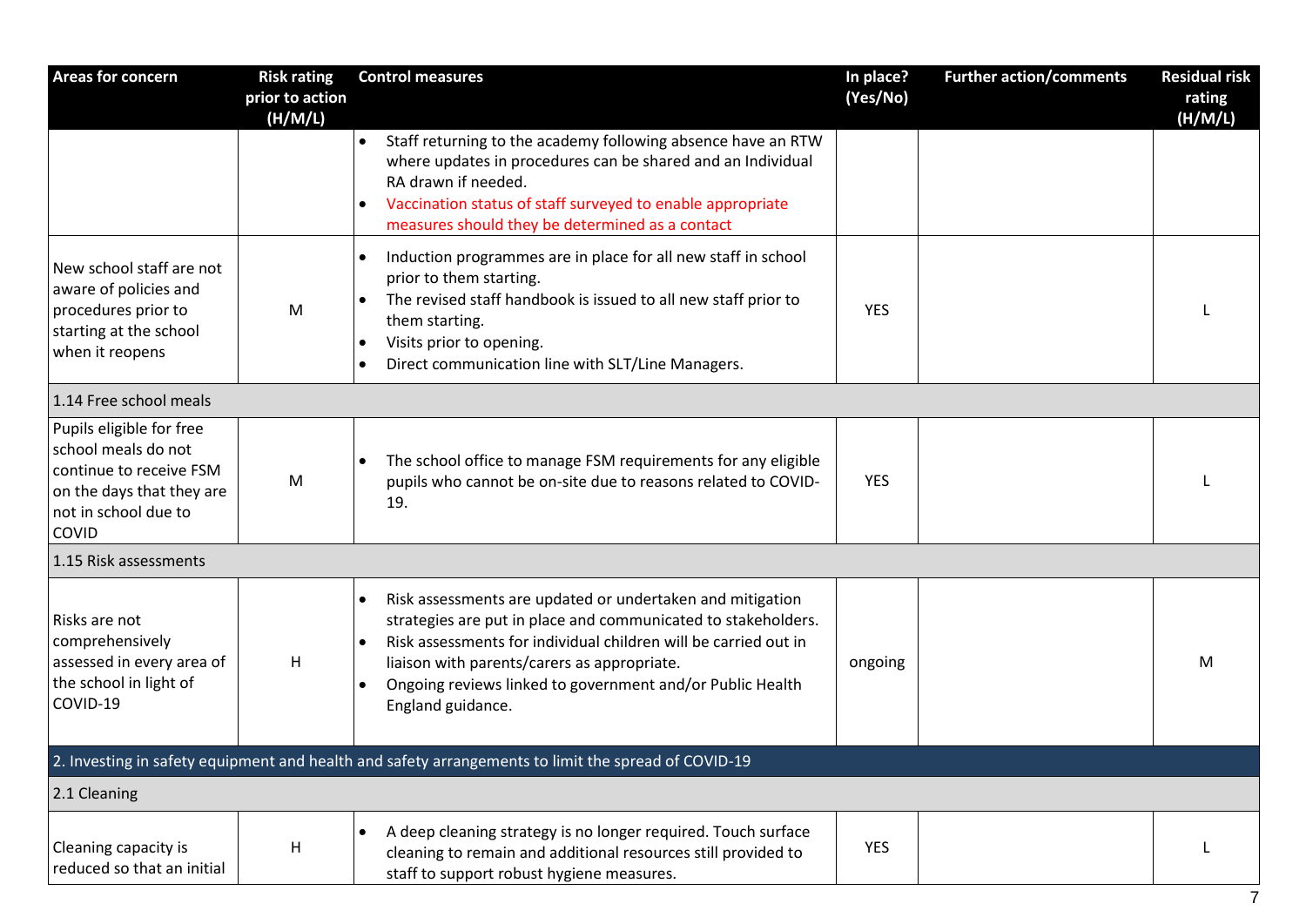| Areas for concern | Risk rating prior to action (H/M/L) | Control measures | In place? (Yes/No) | Further action/comments | Residual risk rating (H/M/L) |
|---|---|---|---|---|---|
| | | • Staff returning to the academy following absence have an RTW where updates in procedures can be shared and an Individual RA drawn if needed.<br>• Vaccination status of staff surveyed to enable appropriate measures should they be determined as a contact | | | |
| New school staff are not aware of policies and procedures prior to starting at the school when it reopens | M | • Induction programmes are in place for all new staff in school prior to them starting.<br>• The revised staff handbook is issued to all new staff prior to them starting.<br>• Visits prior to opening.<br>• Direct communication line with SLT/Line Managers. | YES | | L |
| 1.14 Free school meals | | | | | |
| Pupils eligible for free school meals do not continue to receive FSM on the days that they are not in school due to COVID | M | • The school office to manage FSM requirements for any eligible pupils who cannot be on-site due to reasons related to COVID-19. | YES | | L |
| 1.15 Risk assessments | | | | | |
| Risks are not comprehensively assessed in every area of the school in light of COVID-19 | H | • Risk assessments are updated or undertaken and mitigation strategies are put in place and communicated to stakeholders.<br>• Risk assessments for individual children will be carried out in liaison with parents/carers as appropriate.<br>• Ongoing reviews linked to government and/or Public Health England guidance. | ongoing | | M |
| 2. Investing in safety equipment and health and safety arrangements to limit the spread of COVID-19 | | | | | |
| 2.1 Cleaning | | | | | |
| Cleaning capacity is reduced so that an initial | H | • A deep cleaning strategy is no longer required. Touch surface cleaning to remain and additional resources still provided to staff to support robust hygiene measures. | YES | | L |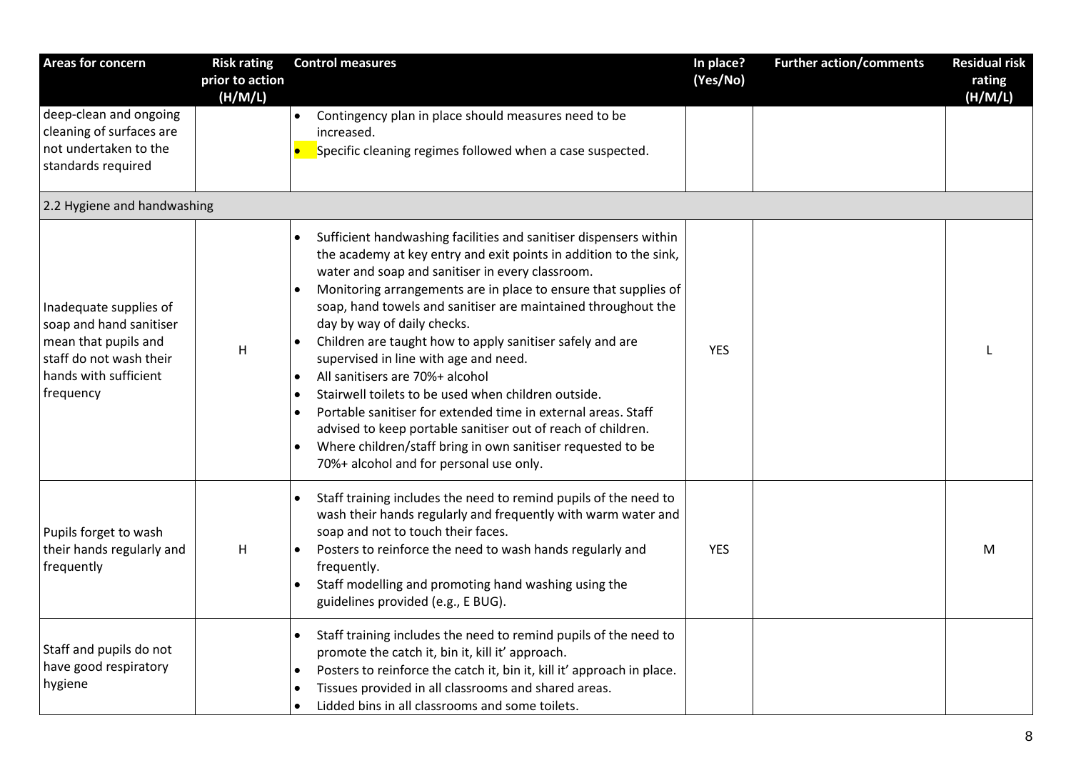| Areas for concern | Risk rating prior to action (H/M/L) | Control measures | In place? (Yes/No) | Further action/comments | Residual risk rating (H/M/L) |
|---|---|---|---|---|---|
| deep-clean and ongoing cleaning of surfaces are not undertaken to the standards required | | • Contingency plan in place should measures need to be increased.<br>• Specific cleaning regimes followed when a case suspected. | | | |
| 2.2 Hygiene and handwashing | | | | | |
| Inadequate supplies of soap and hand sanitiser mean that pupils and staff do not wash their hands with sufficient frequency | H | • Sufficient handwashing facilities and sanitiser dispensers within the academy at key entry and exit points in addition to the sink, water and soap and sanitiser in every classroom.<br>• Monitoring arrangements are in place to ensure that supplies of soap, hand towels and sanitiser are maintained throughout the day by way of daily checks.<br>• Children are taught how to apply sanitiser safely and are supervised in line with age and need.<br>• All sanitisers are 70%+ alcohol<br>• Stairwell toilets to be used when children outside.<br>• Portable sanitiser for extended time in external areas. Staff advised to keep portable sanitiser out of reach of children.<br>• Where children/staff bring in own sanitiser requested to be 70%+ alcohol and for personal use only. | YES | | L |
| Pupils forget to wash their hands regularly and frequently | H | • Staff training includes the need to remind pupils of the need to wash their hands regularly and frequently with warm water and soap and not to touch their faces.<br>• Posters to reinforce the need to wash hands regularly and frequently.<br>• Staff modelling and promoting hand washing using the guidelines provided (e.g., E BUG). | YES | | M |
| Staff and pupils do not have good respiratory hygiene | | • Staff training includes the need to remind pupils of the need to promote the catch it, bin it, kill it' approach.<br>• Posters to reinforce the catch it, bin it, kill it' approach in place.<br>• Tissues provided in all classrooms and shared areas.<br>• Lidded bins in all classrooms and some toilets. | | | |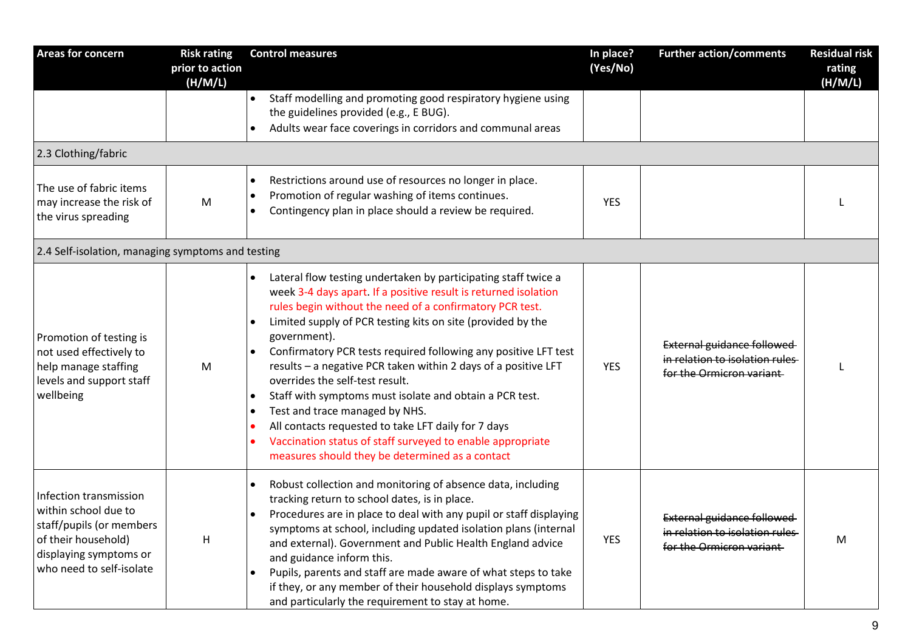| Areas for concern | Risk rating prior to action (H/M/L) | Control measures | In place? (Yes/No) | Further action/comments | Residual risk rating (H/M/L) |
|---|---|---|---|---|---|
| | | • Staff modelling and promoting good respiratory hygiene using the guidelines provided (e.g., E BUG).<br>• Adults wear face coverings in corridors and communal areas | | | |
| 2.3 Clothing/fabric | | | | | |
| The use of fabric items may increase the risk of the virus spreading | M | • Restrictions around use of resources no longer in place.<br>• Promotion of regular washing of items continues.<br>• Contingency plan in place should a review be required. | YES | | L |
| 2.4 Self-isolation, managing symptoms and testing | | | | | |
| Promotion of testing is not used effectively to help manage staffing levels and support staff wellbeing | M | • Lateral flow testing undertaken by participating staff twice a week 3-4 days apart. If a positive result is returned isolation rules begin without the need of a confirmatory PCR test.<br>• Limited supply of PCR testing kits on site (provided by the government).<br>• Confirmatory PCR tests required following any positive LFT test results – a negative PCR taken within 2 days of a positive LFT overrides the self-test result.<br>• Staff with symptoms must isolate and obtain a PCR test.<br>• Test and trace managed by NHS.<br>• All contacts requested to take LFT daily for 7 days<br>• Vaccination status of staff surveyed to enable appropriate measures should they be determined as a contact | YES | ~~External guidance followed in relation to isolation rules for the Ormicron variant~~ | L |
| Infection transmission within school due to staff/pupils (or members of their household) displaying symptoms or who need to self-isolate | H | • Robust collection and monitoring of absence data, including tracking return to school dates, is in place.<br>• Procedures are in place to deal with any pupil or staff displaying symptoms at school, including updated isolation plans (internal and external). Government and Public Health England advice and guidance inform this.<br>• Pupils, parents and staff are made aware of what steps to take if they, or any member of their household displays symptoms and particularly the requirement to stay at home. | YES | ~~External guidance followed in relation to isolation rules for the Ormicron variant~~ | M |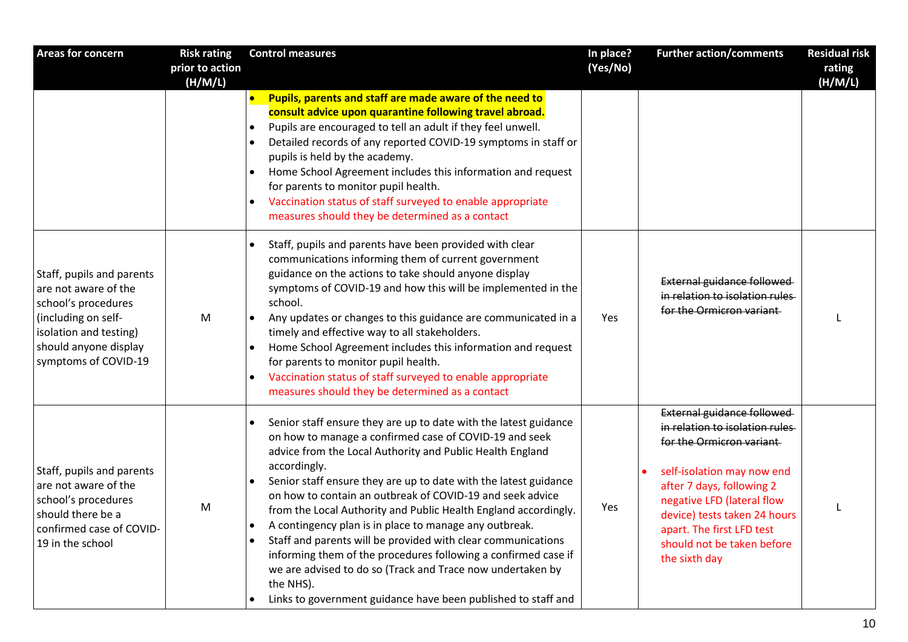| Areas for concern | Risk rating prior to action (H/M/L) | Control measures | In place? (Yes/No) | Further action/comments | Residual risk rating (H/M/L) |
|---|---|---|---|---|---|
| | | • **Pupils, parents and staff are made aware of the need to consult advice upon quarantine following travel abroad.**<br>• Pupils are encouraged to tell an adult if they feel unwell.<br>• Detailed records of any reported COVID-19 symptoms in staff or pupils is held by the academy.<br>• Home School Agreement includes this information and request for parents to monitor pupil health.<br>• Vaccination status of staff surveyed to enable appropriate measures should they be determined as a contact | | | |
| Staff, pupils and parents are not aware of the school's procedures (including on self-isolation and testing) should anyone display symptoms of COVID-19 | M | • Staff, pupils and parents have been provided with clear communications informing them of current government guidance on the actions to take should anyone display symptoms of COVID-19 and how this will be implemented in the school.<br>• Any updates or changes to this guidance are communicated in a timely and effective way to all stakeholders.<br>• Home School Agreement includes this information and request for parents to monitor pupil health.<br>• Vaccination status of staff surveyed to enable appropriate measures should they be determined as a contact | Yes | ~~External guidance followed in relation to isolation rules for the Ormicron variant~~ | L |
| Staff, pupils and parents are not aware of the school's procedures should there be a confirmed case of COVID-19 in the school | M | • Senior staff ensure they are up to date with the latest guidance on how to manage a confirmed case of COVID-19 and seek advice from the Local Authority and Public Health England accordingly.<br>• Senior staff ensure they are up to date with the latest guidance on how to contain an outbreak of COVID-19 and seek advice from the Local Authority and Public Health England accordingly.<br>• A contingency plan is in place to manage any outbreak.<br>• Staff and parents will be provided with clear communications informing them of the procedures following a confirmed case if we are advised to do so (Track and Trace now undertaken by the NHS).<br>• Links to government guidance have been published to staff and | Yes | ~~External guidance followed in relation to isolation rules for the Ormicron variant~~<br><br>• self-isolation may now end after 7 days, following 2 negative LFD (lateral flow device) tests taken 24 hours apart. The first LFD test should not be taken before the sixth day | L |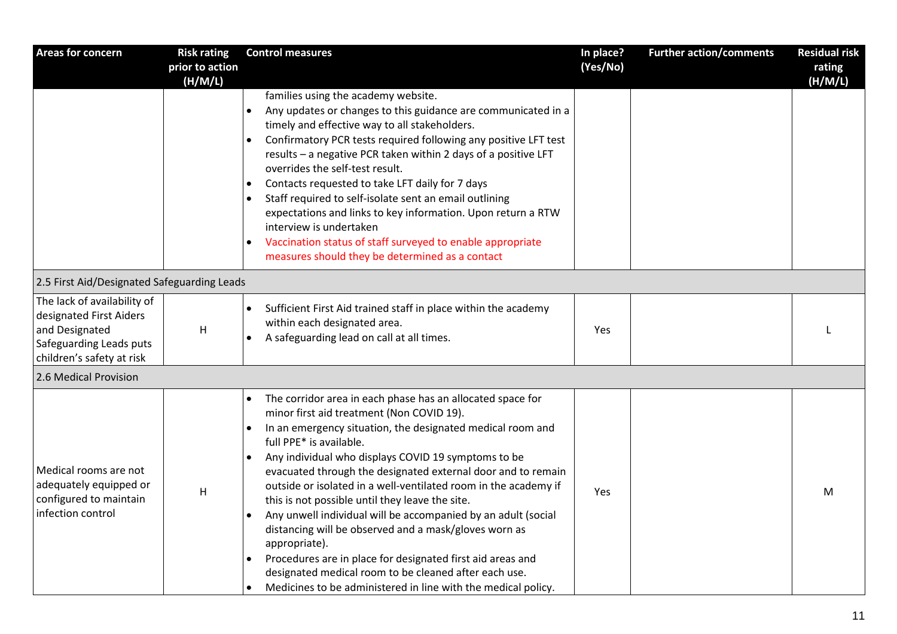| Areas for concern | Risk rating prior to action (H/M/L) | Control measures | In place? (Yes/No) | Further action/comments | Residual risk rating (H/M/L) |
|---|---|---|---|---|---|
| | | families using the academy website.<br>• Any updates or changes to this guidance are communicated in a timely and effective way to all stakeholders.<br>• Confirmatory PCR tests required following any positive LFT test results – a negative PCR taken within 2 days of a positive LFT overrides the self-test result.<br>• Contacts requested to take LFT daily for 7 days<br>• Staff required to self-isolate sent an email outlining expectations and links to key information. Upon return a RTW interview is undertaken<br>• Vaccination status of staff surveyed to enable appropriate measures should they be determined as a contact | | | |
| 2.5 First Aid/Designated Safeguarding Leads | | | | | |
| The lack of availability of designated First Aiders and Designated Safeguarding Leads puts children's safety at risk | H | • Sufficient First Aid trained staff in place within the academy within each designated area.<br>• A safeguarding lead on call at all times. | Yes | | L |
| 2.6 Medical Provision | | | | | |
| Medical rooms are not adequately equipped or configured to maintain infection control | H | • The corridor area in each phase has an allocated space for minor first aid treatment (Non COVID 19).<br>• In an emergency situation, the designated medical room and full PPE* is available.<br>• Any individual who displays COVID 19 symptoms to be evacuated through the designated external door and to remain outside or isolated in a well-ventilated room in the academy if this is not possible until they leave the site.<br>• Any unwell individual will be accompanied by an adult (social distancing will be observed and a mask/gloves worn as appropriate).<br>• Procedures are in place for designated first aid areas and designated medical room to be cleaned after each use.<br>• Medicines to be administered in line with the medical policy. | Yes | | M |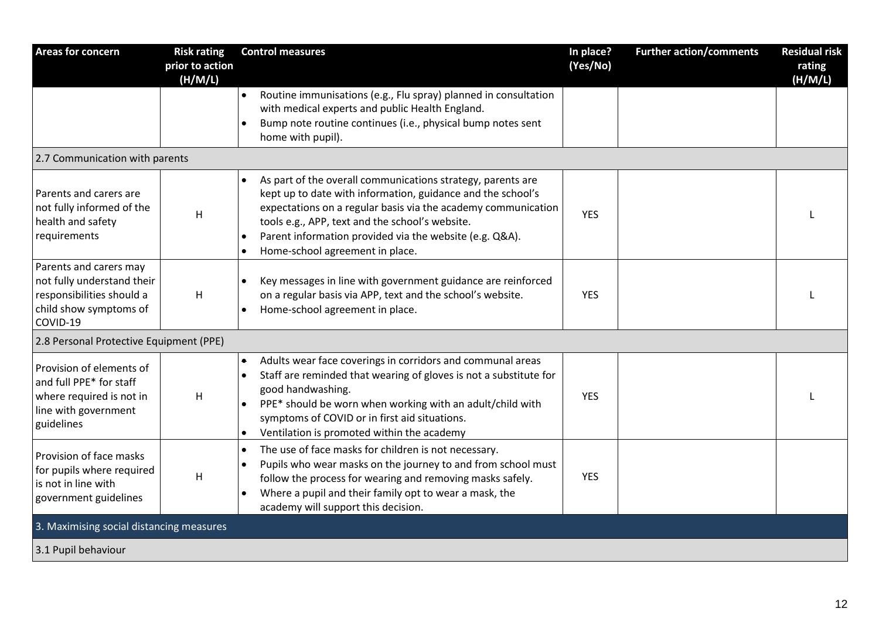| Areas for concern | Risk rating prior to action (H/M/L) | Control measures | In place? (Yes/No) | Further action/comments | Residual risk rating (H/M/L) |
|---|---|---|---|---|---|
| | | • Routine immunisations (e.g., Flu spray) planned in consultation with medical experts and public Health England.<br>• Bump note routine continues (i.e., physical bump notes sent home with pupil). | | | |
| 2.7 Communication with parents | | | | | |
| Parents and carers are not fully informed of the health and safety requirements | H | • As part of the overall communications strategy, parents are kept up to date with information, guidance and the school's expectations on a regular basis via the academy communication tools e.g., APP, text and the school's website.<br>• Parent information provided via the website (e.g. Q&A).<br>• Home-school agreement in place. | YES | | L |
| Parents and carers may not fully understand their responsibilities should a child show symptoms of COVID-19 | H | • Key messages in line with government guidance are reinforced on a regular basis via APP, text and the school's website.<br>• Home-school agreement in place. | YES | | L |
| 2.8 Personal Protective Equipment (PPE) | | | | | |
| Provision of elements of and full PPE* for staff where required is not in line with government guidelines | H | • Adults wear face coverings in corridors and communal areas<br>• Staff are reminded that wearing of gloves is not a substitute for good handwashing.<br>• PPE* should be worn when working with an adult/child with symptoms of COVID or in first aid situations.<br>• Ventilation is promoted within the academy | YES | | L |
| Provision of face masks for pupils where required is not in line with government guidelines | H | • The use of face masks for children is not necessary.<br>• Pupils who wear masks on the journey to and from school must follow the process for wearing and removing masks safely.<br>• Where a pupil and their family opt to wear a mask, the academy will support this decision. | YES | | |
| 3. Maximising social distancing measures | | | | | |
| 3.1 Pupil behaviour | | | | | |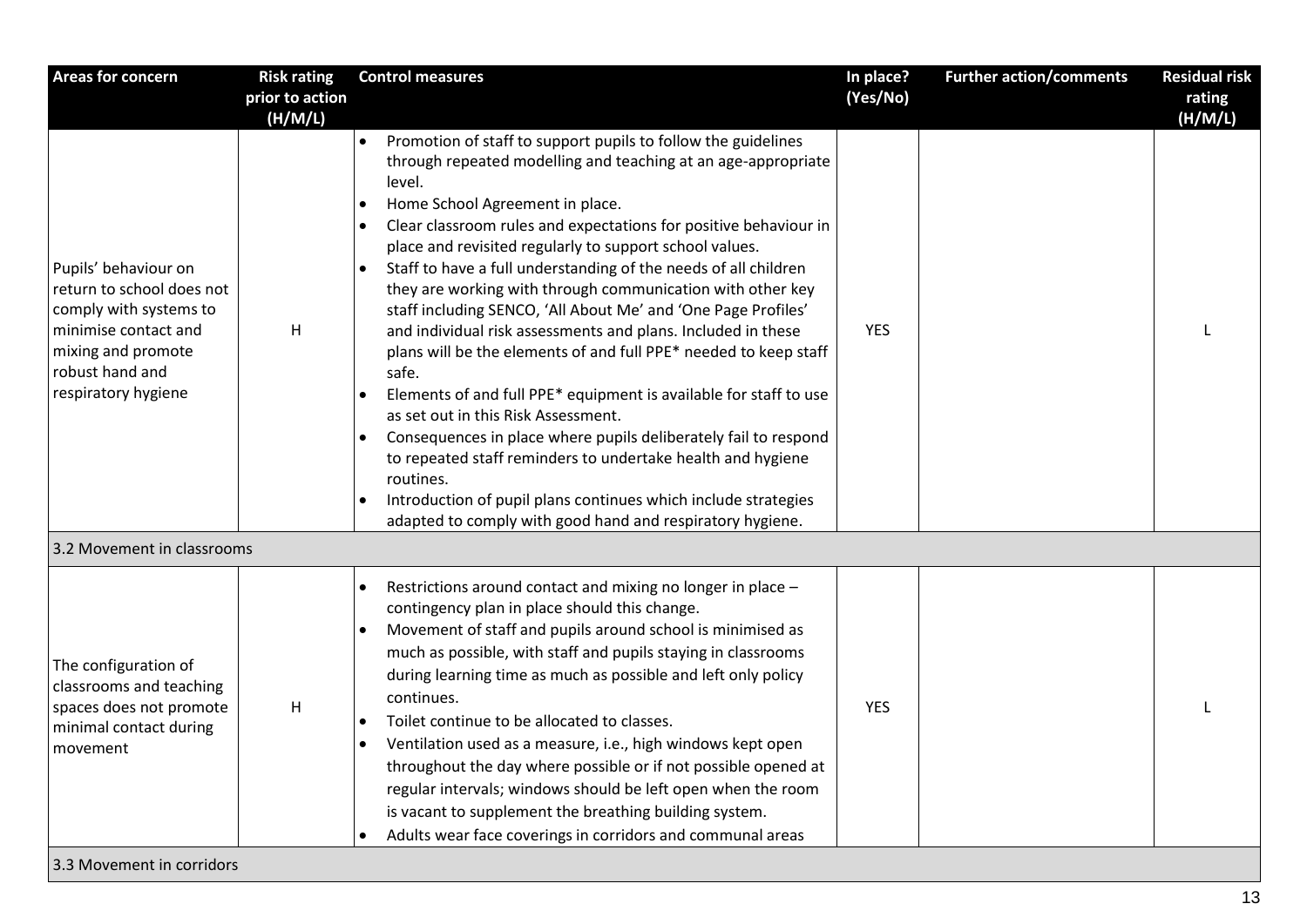| Areas for concern | Risk rating prior to action (H/M/L) | Control measures | In place? (Yes/No) | Further action/comments | Residual risk rating (H/M/L) |
|---|---|---|---|---|---|
| Pupils' behaviour on return to school does not comply with systems to minimise contact and mixing and promote robust hand and respiratory hygiene | H | • Promotion of staff to support pupils to follow the guidelines through repeated modelling and teaching at an age-appropriate level.<br>• Home School Agreement in place.<br>• Clear classroom rules and expectations for positive behaviour in place and revisited regularly to support school values.<br>• Staff to have a full understanding of the needs of all children they are working with through communication with other key staff including SENCO, 'All About Me' and 'One Page Profiles' and individual risk assessments and plans. Included in these plans will be the elements of and full PPE* needed to keep staff safe.<br>• Elements of and full PPE* equipment is available for staff to use as set out in this Risk Assessment.<br>• Consequences in place where pupils deliberately fail to respond to repeated staff reminders to undertake health and hygiene routines.<br>• Introduction of pupil plans continues which include strategies adapted to comply with good hand and respiratory hygiene. | YES | | L |
| 3.2 Movement in classrooms | | | | | |
| The configuration of classrooms and teaching spaces does not promote minimal contact during movement | H | • Restrictions around contact and mixing no longer in place – contingency plan in place should this change.<br>• Movement of staff and pupils around school is minimised as much as possible, with staff and pupils staying in classrooms during learning time as much as possible and left only policy continues.<br>• Toilet continue to be allocated to classes.<br>• Ventilation used as a measure, i.e., high windows kept open throughout the day where possible or if not possible opened at regular intervals; windows should be left open when the room is vacant to supplement the breathing building system.<br>• Adults wear face coverings in corridors and communal areas | YES | | L |
| 3.3 Movement in corridors | | | | | |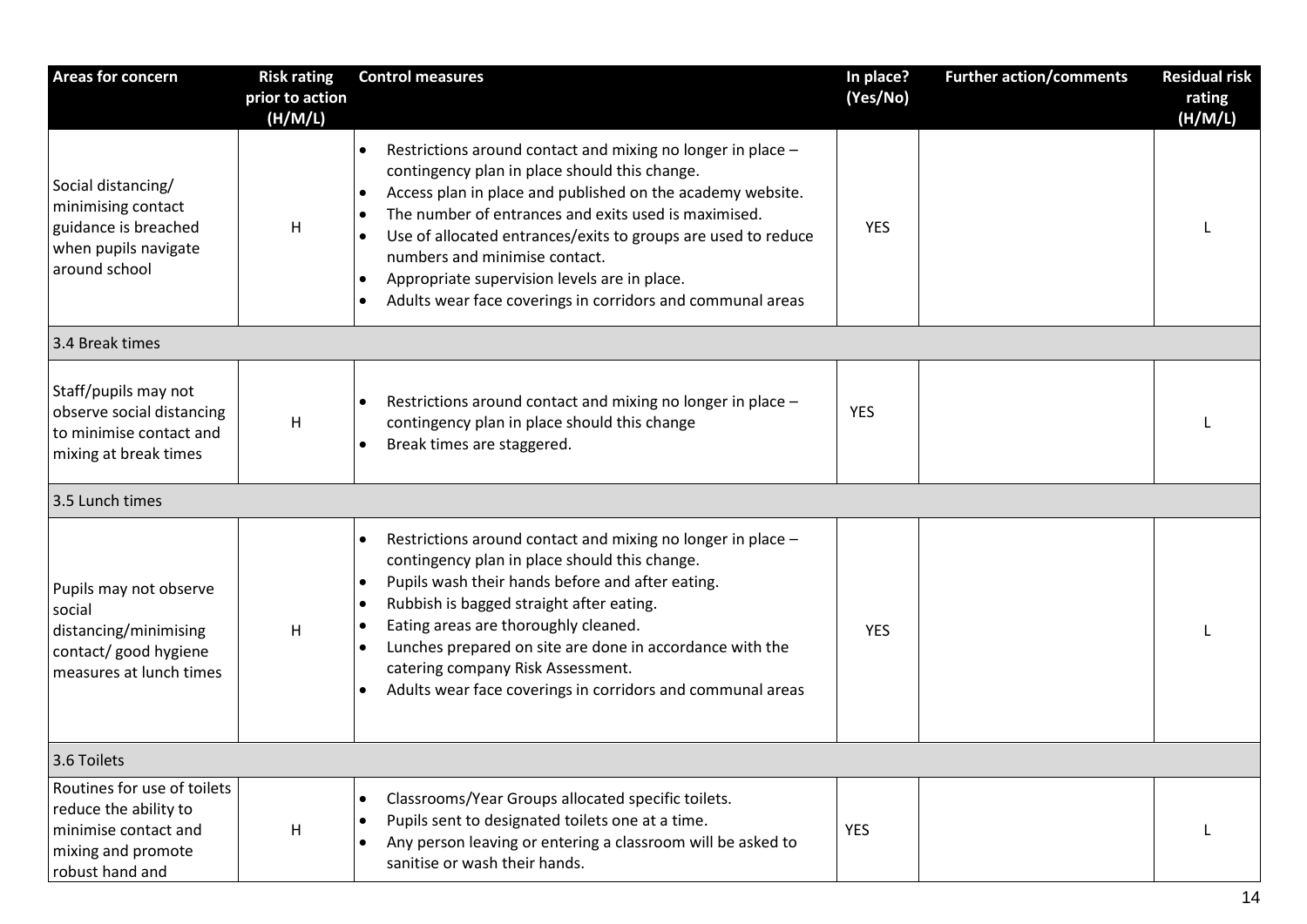| Areas for concern | Risk rating prior to action (H/M/L) | Control measures | In place? (Yes/No) | Further action/comments | Residual risk rating (H/M/L) |
|---|---|---|---|---|---|
| Social distancing/ minimising contact guidance is breached when pupils navigate around school | H | • Restrictions around contact and mixing no longer in place – contingency plan in place should this change.<br>• Access plan in place and published on the academy website.<br>• The number of entrances and exits used is maximised.<br>• Use of allocated entrances/exits to groups are used to reduce numbers and minimise contact.<br>• Appropriate supervision levels are in place.<br>• Adults wear face coverings in corridors and communal areas | YES | | L |
| 3.4 Break times | | | | | |
| Staff/pupils may not observe social distancing to minimise contact and mixing at break times | H | • Restrictions around contact and mixing no longer in place – contingency plan in place should this change<br>• Break times are staggered. | YES | | L |
| 3.5 Lunch times | | | | | |
| Pupils may not observe social distancing/minimising contact/ good hygiene measures at lunch times | H | • Restrictions around contact and mixing no longer in place – contingency plan in place should this change.<br>• Pupils wash their hands before and after eating.<br>• Rubbish is bagged straight after eating.<br>• Eating areas are thoroughly cleaned.<br>• Lunches prepared on site are done in accordance with the catering company Risk Assessment.<br>• Adults wear face coverings in corridors and communal areas | YES | | L |
| 3.6 Toilets | | | | | |
| Routines for use of toilets reduce the ability to minimise contact and mixing and promote robust hand and | H | • Classrooms/Year Groups allocated specific toilets.<br>• Pupils sent to designated toilets one at a time.<br>• Any person leaving or entering a classroom will be asked to sanitise or wash their hands. | YES | | L |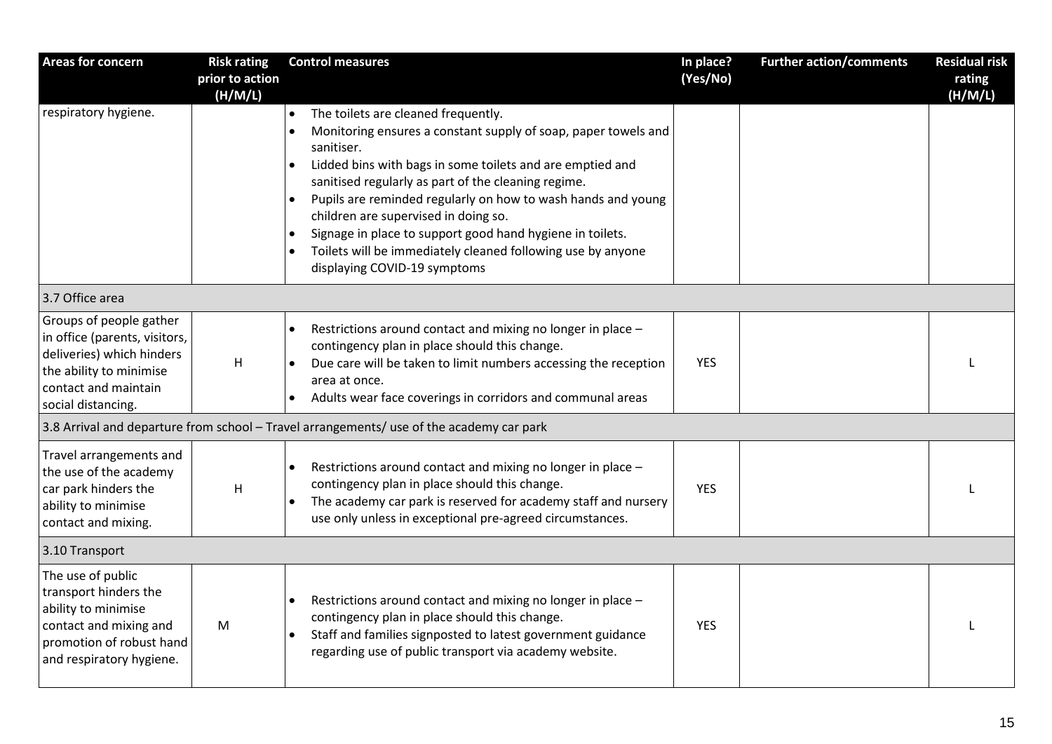| Areas for concern | Risk rating prior to action (H/M/L) | Control measures | In place? (Yes/No) | Further action/comments | Residual risk rating (H/M/L) |
|---|---|---|---|---|---|
| respiratory hygiene. | | • The toilets are cleaned frequently.<br>• Monitoring ensures a constant supply of soap, paper towels and sanitiser.<br>• Lidded bins with bags in some toilets and are emptied and sanitised regularly as part of the cleaning regime.<br>• Pupils are reminded regularly on how to wash hands and young children are supervised in doing so.<br>• Signage in place to support good hand hygiene in toilets.<br>• Toilets will be immediately cleaned following use by anyone displaying COVID-19 symptoms | | | |
| 3.7 Office area | | | | | |
| Groups of people gather in office (parents, visitors, deliveries) which hinders the ability to minimise contact and maintain social distancing. | H | • Restrictions around contact and mixing no longer in place – contingency plan in place should this change.<br>• Due care will be taken to limit numbers accessing the reception area at once.<br>• Adults wear face coverings in corridors and communal areas | YES | | L |
| 3.8 Arrival and departure from school – Travel arrangements/ use of the academy car park | | | | | |
| Travel arrangements and the use of the academy car park hinders the ability to minimise contact and mixing. | H | • Restrictions around contact and mixing no longer in place – contingency plan in place should this change.<br>• The academy car park is reserved for academy staff and nursery use only unless in exceptional pre-agreed circumstances. | YES | | L |
| 3.10 Transport | | | | | |
| The use of public transport hinders the ability to minimise contact and mixing and promotion of robust hand and respiratory hygiene. | M | • Restrictions around contact and mixing no longer in place – contingency plan in place should this change.<br>• Staff and families signposted to latest government guidance regarding use of public transport via academy website. | YES | | L |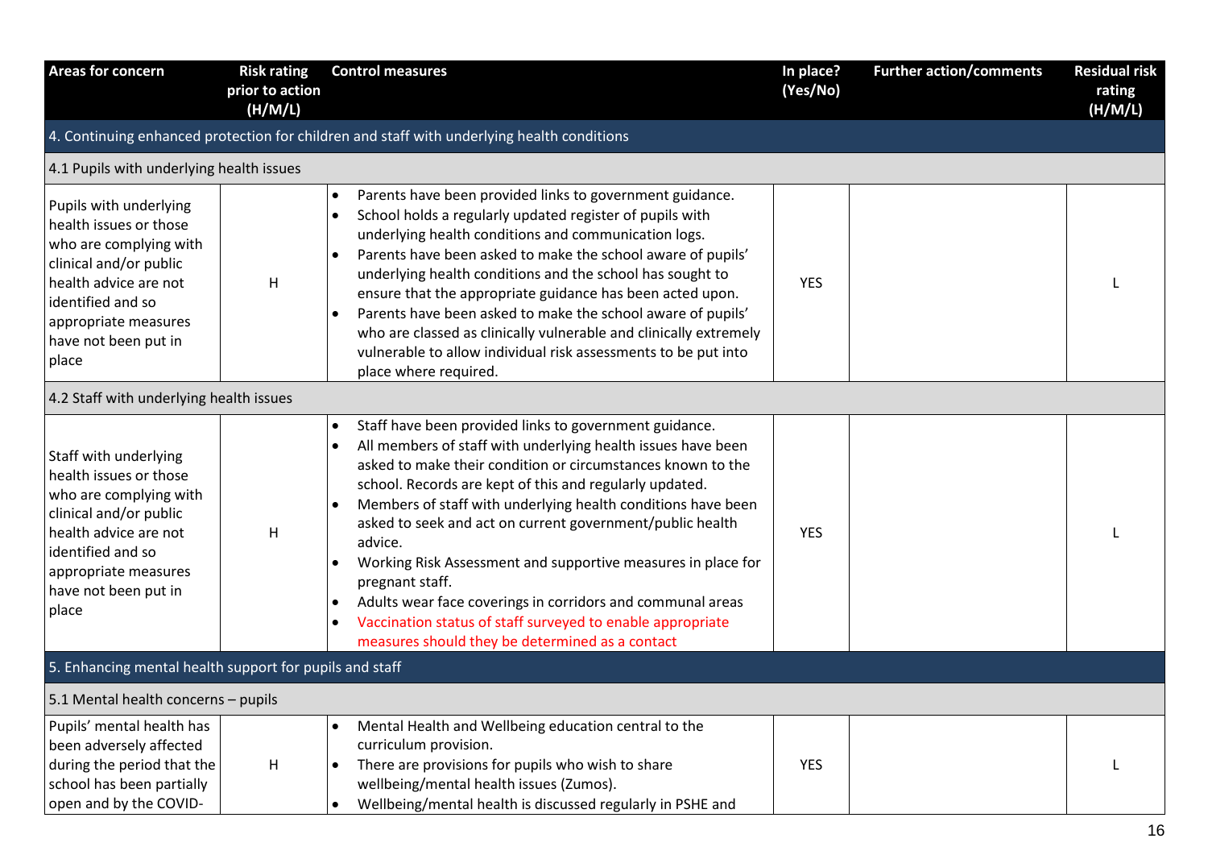| Areas for concern | Risk rating prior to action (H/M/L) | Control measures | In place? (Yes/No) | Further action/comments | Residual risk rating (H/M/L) |
|---|---|---|---|---|---|
| **4. Continuing enhanced protection for children and staff with underlying health conditions** | | | | | |
| 4.1 Pupils with underlying health issues | | | | | |
| Pupils with underlying health issues or those who are complying with clinical and/or public health advice are not identified and so appropriate measures have not been put in place | H | • Parents have been provided links to government guidance.<br>• School holds a regularly updated register of pupils with underlying health conditions and communication logs.<br>• Parents have been asked to make the school aware of pupils' underlying health conditions and the school has sought to ensure that the appropriate guidance has been acted upon.<br>• Parents have been asked to make the school aware of pupils' who are classed as clinically vulnerable and clinically extremely vulnerable to allow individual risk assessments to be put into place where required. | YES | | L |
| 4.2 Staff with underlying health issues | | | | | |
| Staff with underlying health issues or those who are complying with clinical and/or public health advice are not identified and so appropriate measures have not been put in place | H | • Staff have been provided links to government guidance.<br>• All members of staff with underlying health issues have been asked to make their condition or circumstances known to the school. Records are kept of this and regularly updated.<br>• Members of staff with underlying health conditions have been asked to seek and act on current government/public health advice.<br>• Working Risk Assessment and supportive measures in place for pregnant staff.<br>• Adults wear face coverings in corridors and communal areas<br>• Vaccination status of staff surveyed to enable appropriate measures should they be determined as a contact | YES | | L |
| **5. Enhancing mental health support for pupils and staff** | | | | | |
| 5.1 Mental health concerns – pupils | | | | | |
| Pupils' mental health has been adversely affected during the period that the school has been partially open and by the COVID- | H | • Mental Health and Wellbeing education central to the curriculum provision.<br>• There are provisions for pupils who wish to share wellbeing/mental health issues (Zumos).<br>• Wellbeing/mental health is discussed regularly in PSHE and | YES | | L |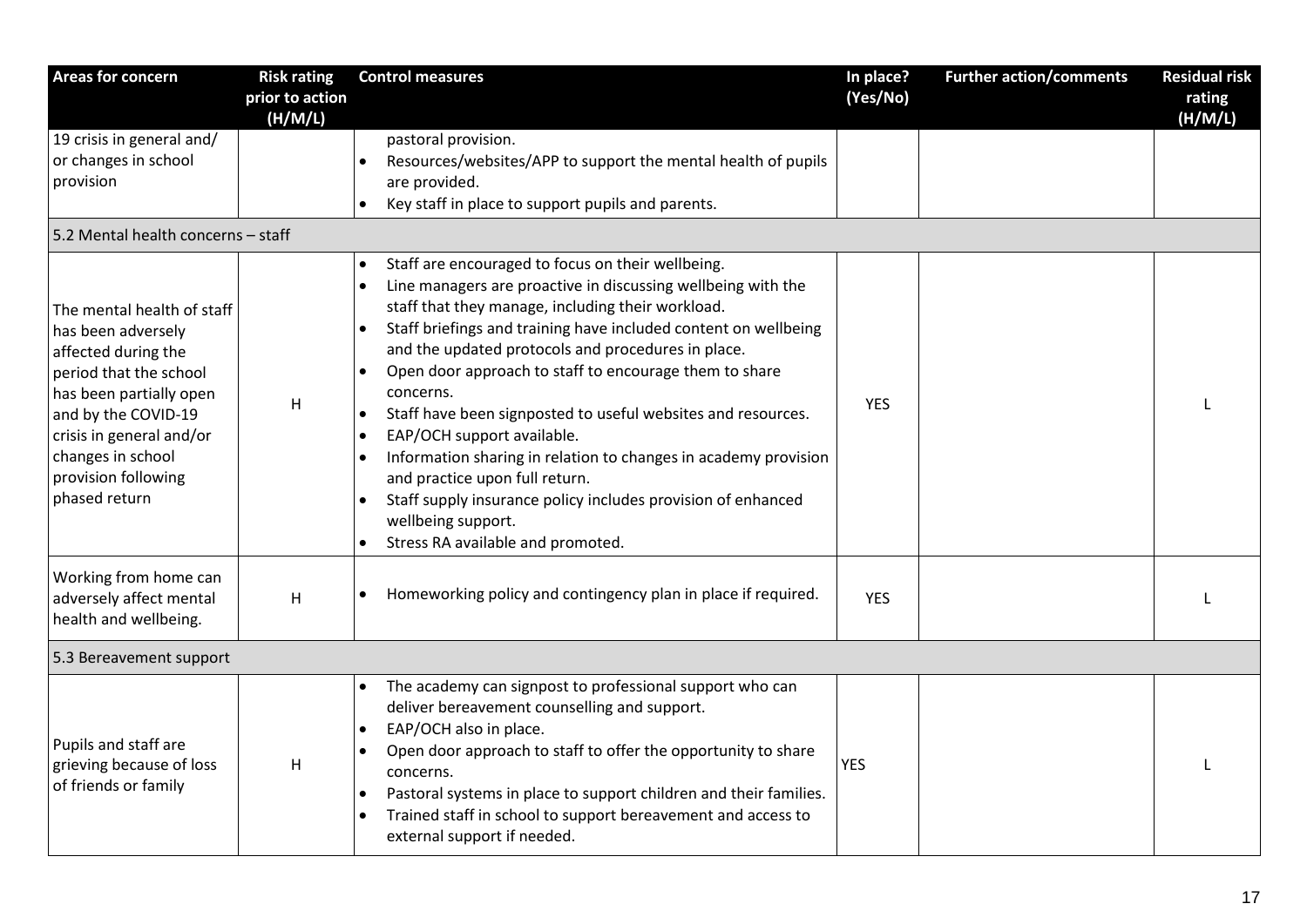| Areas for concern | Risk rating prior to action (H/M/L) | Control measures | In place? (Yes/No) | Further action/comments | Residual risk rating (H/M/L) |
|---|---|---|---|---|---|
| 19 crisis in general and/ or changes in school provision | | pastoral provision.<br>• Resources/websites/APP to support the mental health of pupils are provided.<br>• Key staff in place to support pupils and parents. | | | |
| 5.2 Mental health concerns – staff | | | | | |
| The mental health of staff has been adversely affected during the period that the school has been partially open and by the COVID-19 crisis in general and/or changes in school provision following phased return | H | • Staff are encouraged to focus on their wellbeing.<br>• Line managers are proactive in discussing wellbeing with the staff that they manage, including their workload.<br>• Staff briefings and training have included content on wellbeing and the updated protocols and procedures in place.<br>• Open door approach to staff to encourage them to share concerns.<br>• Staff have been signposted to useful websites and resources.<br>• EAP/OCH support available.<br>• Information sharing in relation to changes in academy provision and practice upon full return.<br>• Staff supply insurance policy includes provision of enhanced wellbeing support.<br>• Stress RA available and promoted. | YES | | L |
| Working from home can adversely affect mental health and wellbeing. | H | • Homeworking policy and contingency plan in place if required. | YES | | L |
| 5.3 Bereavement support | | | | | |
| Pupils and staff are grieving because of loss of friends or family | H | • The academy can signpost to professional support who can deliver bereavement counselling and support.<br>• EAP/OCH also in place.<br>• Open door approach to staff to offer the opportunity to share concerns.<br>• Pastoral systems in place to support children and their families.<br>• Trained staff in school to support bereavement and access to external support if needed. | YES | | L |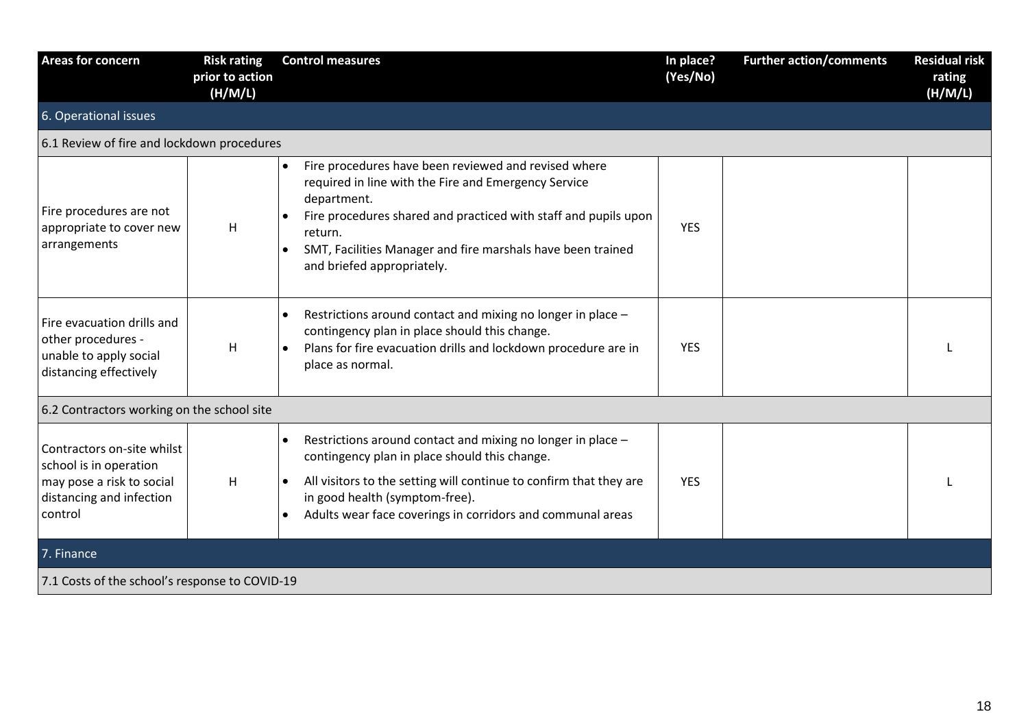| Areas for concern | Risk rating prior to action (H/M/L) | Control measures | In place? (Yes/No) | Further action/comments | Residual risk rating (H/M/L) |
|---|---|---|---|---|---|
| **6. Operational issues** | | | | | |
| 6.1 Review of fire and lockdown procedures | | | | | |
| Fire procedures are not appropriate to cover new arrangements | H | • Fire procedures have been reviewed and revised where required in line with the Fire and Emergency Service department.<br>• Fire procedures shared and practiced with staff and pupils upon return.<br>• SMT, Facilities Manager and fire marshals have been trained and briefed appropriately. | YES | | |
| Fire evacuation drills and other procedures - unable to apply social distancing effectively | H | • Restrictions around contact and mixing no longer in place – contingency plan in place should this change.<br>• Plans for fire evacuation drills and lockdown procedure are in place as normal. | YES | | L |
| 6.2 Contractors working on the school site | | | | | |
| Contractors on-site whilst school is in operation may pose a risk to social distancing and infection control | H | • Restrictions around contact and mixing no longer in place – contingency plan in place should this change.<br>• All visitors to the setting will continue to confirm that they are in good health (symptom-free).<br>• Adults wear face coverings in corridors and communal areas | YES | | L |
| **7. Finance** | | | | | |
| 7.1 Costs of the school's response to COVID-19 | | | | | |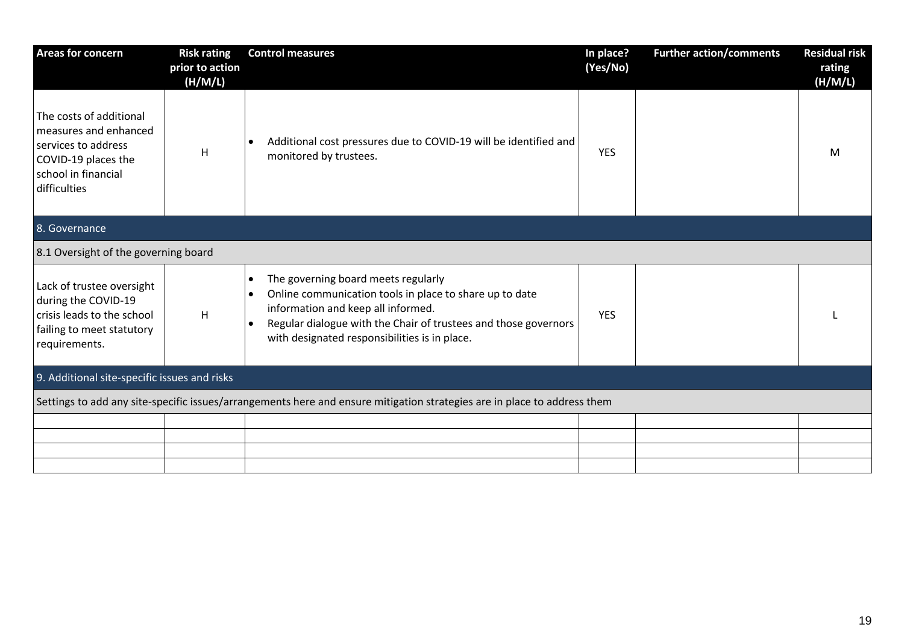| Areas for concern | Risk rating prior to action (H/M/L) | Control measures | In place? (Yes/No) | Further action/comments | Residual risk rating (H/M/L) |
|---|---|---|---|---|---|
| The costs of additional measures and enhanced services to address COVID-19 places the school in financial difficulties | H | • Additional cost pressures due to COVID-19 will be identified and monitored by trustees. | YES | | M |
| **8. Governance** | | | | | |
| 8.1 Oversight of the governing board | | | | | |
| Lack of trustee oversight during the COVID-19 crisis leads to the school failing to meet statutory requirements. | H | • The governing board meets regularly<br>• Online communication tools in place to share up to date information and keep all informed.<br>• Regular dialogue with the Chair of trustees and those governors with designated responsibilities is in place. | YES | | L |
| **9. Additional site-specific issues and risks** | | | | | |
| Settings to add any site-specific issues/arrangements here and ensure mitigation strategies are in place to address them | | | | | |
| | | | | | |
| | | | | | |
| | | | | | |
| | | | | | |